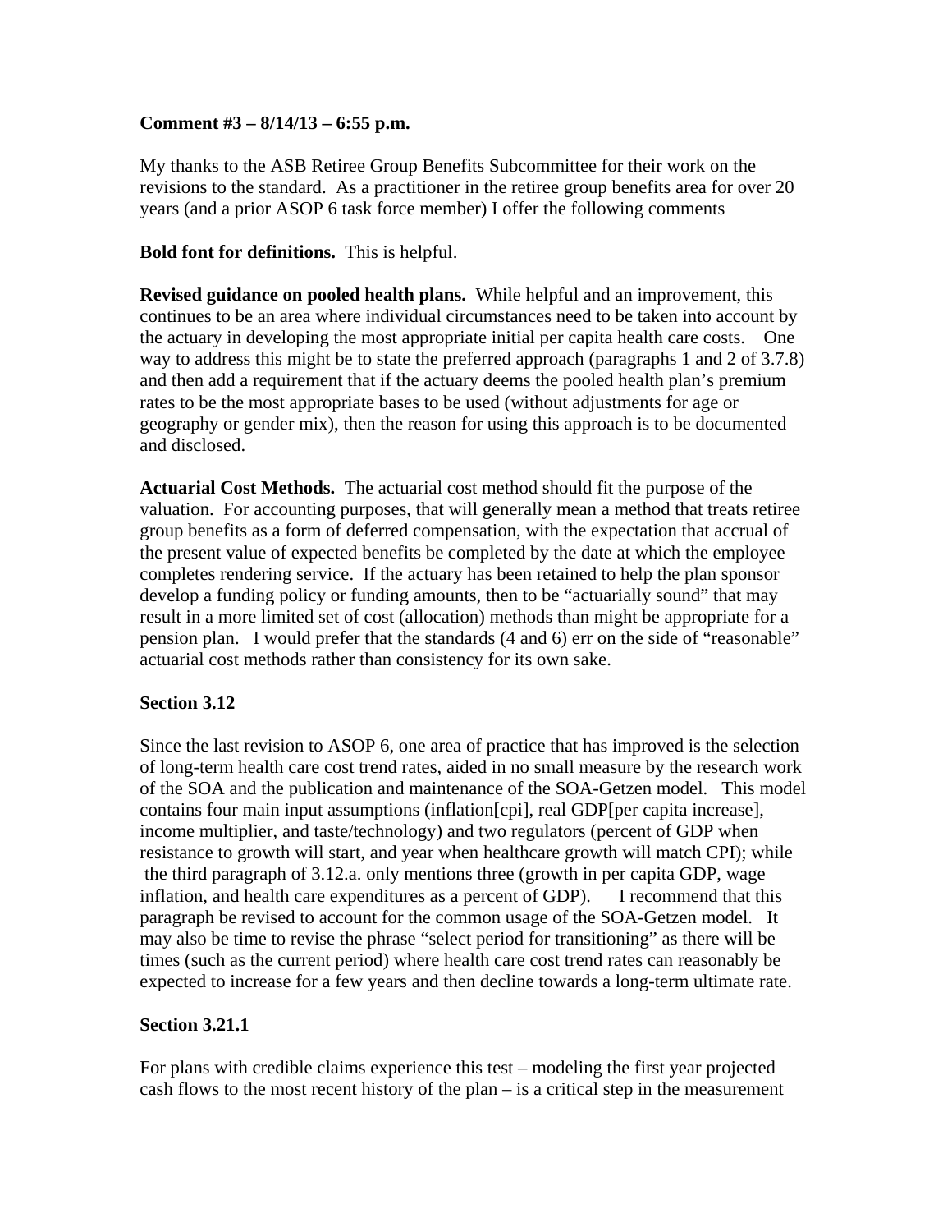**Comment #3 – 8/14/13 – 6:55 p.m.**

My thanks to the ASB Retiree Group Benefits Subcommittee for their work on the revisions to the standard. As a practitioner in the retiree group benefits area for over 20 years (and a prior ASOP 6 task force member) I offer the following comments

**Bold font for definitions.** This is helpful.

**Revised guidance on pooled health plans.** While helpful and an improvement, this continues to be an area where individual circumstances need to be taken into account by the actuary in developing the most appropriate initial per capita health care costs. One way to address this might be to state the preferred approach (paragraphs 1 and 2 of 3.7.8) and then add a requirement that if the actuary deems the pooled health plan's premium rates to be the most appropriate bases to be used (without adjustments for age or geography or gender mix), then the reason for using this approach is to be documented and disclosed.

**Actuarial Cost Methods.** The actuarial cost method should fit the purpose of the valuation. For accounting purposes, that will generally mean a method that treats retiree group benefits as a form of deferred compensation, with the expectation that accrual of the present value of expected benefits be completed by the date at which the employee completes rendering service. If the actuary has been retained to help the plan sponsor develop a funding policy or funding amounts, then to be "actuarially sound" that may result in a more limited set of cost (allocation) methods than might be appropriate for a pension plan. I would prefer that the standards (4 and 6) err on the side of "reasonable" actuarial cost methods rather than consistency for its own sake.

**Section 3.12**

Since the last revision to ASOP 6, one area of practice that has improved is the selection of long-term health care cost trend rates, aided in no small measure by the research work of the SOA and the publication and maintenance of the SOA-Getzen model. This model contains four main input assumptions (inflation[cpi], real GDP[per capita increase], income multiplier, and taste/technology) and two regulators (percent of GDP when resistance to growth will start, and year when healthcare growth will match CPI); while the third paragraph of 3.12.a. only mentions three (growth in per capita GDP, wage inflation, and health care expenditures as a percent of GDP). I recommend that this paragraph be revised to account for the common usage of the SOA-Getzen model. It may also be time to revise the phrase "select period for transitioning" as there will be times (such as the current period) where health care cost trend rates can reasonably be expected to increase for a few years and then decline towards a long-term ultimate rate.

**Section 3.21.1**

For plans with credible claims experience this test – modeling the first year projected cash flows to the most recent history of the plan – is a critical step in the measurement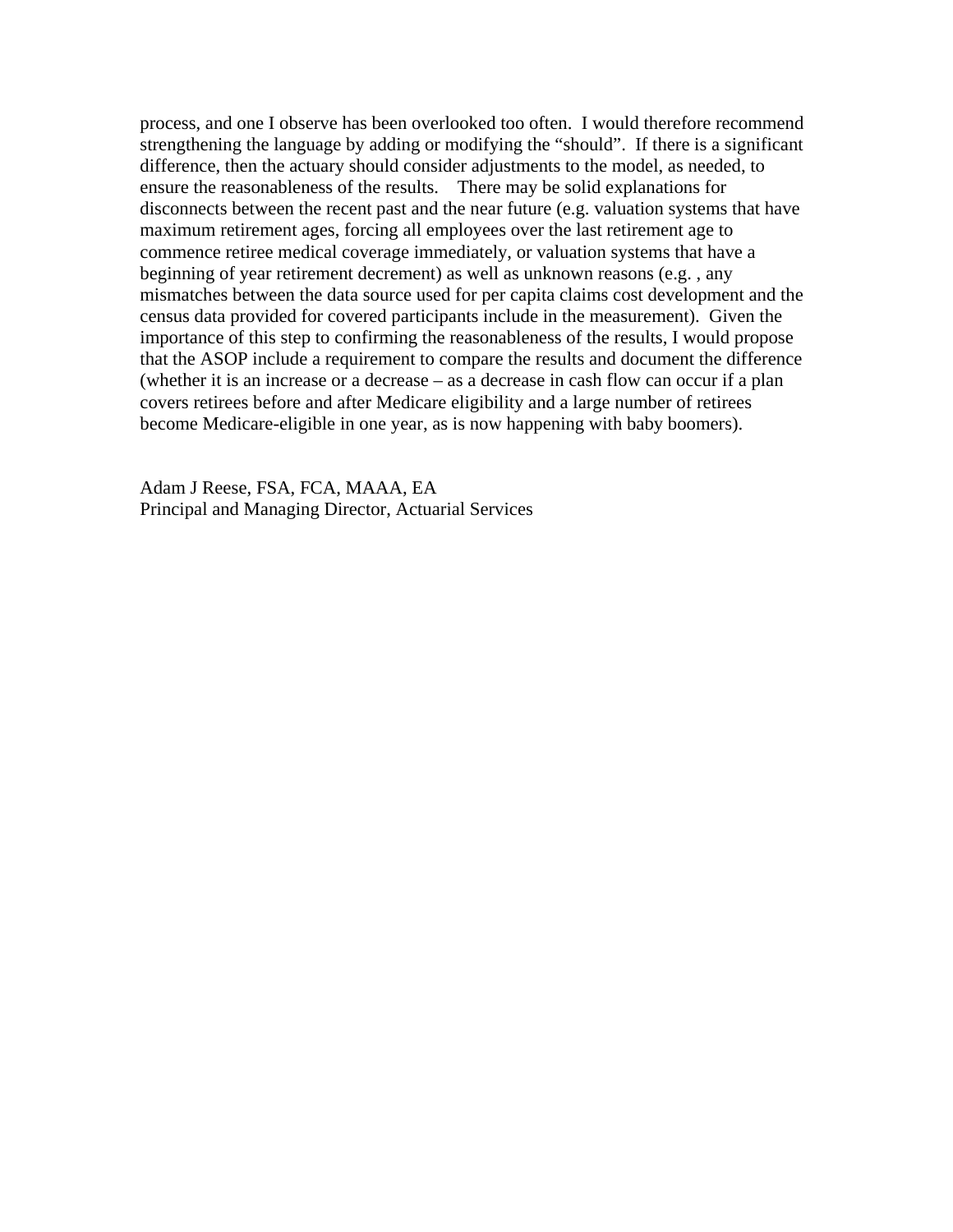process, and one I observe has been overlooked too often. I would therefore recommend strengthening the language by adding or modifying the "should". If there is a significant difference, then the actuary should consider adjustments to the model, as needed, to ensure the reasonableness of the results. There may be solid explanations for disconnects between the recent past and the near future (e.g. valuation systems that have maximum retirement ages, forcing all employees over the last retirement age to commence retiree medical coverage immediately, or valuation systems that have a beginning of year retirement decrement) as well as unknown reasons (e.g. , any mismatches between the data source used for per capita claims cost development and the census data provided for covered participants include in the measurement). Given the importance of this step to confirming the reasonableness of the results, I would propose that the ASOP include a requirement to compare the results and document the difference (whether it is an increase or a decrease – as a decrease in cash flow can occur if a plan covers retirees before and after Medicare eligibility and a large number of retirees become Medicare-eligible in one year, as is now happening with baby boomers).

Adam J Reese, FSA, FCA, MAAA, EA
Principal and Managing Director, Actuarial Services